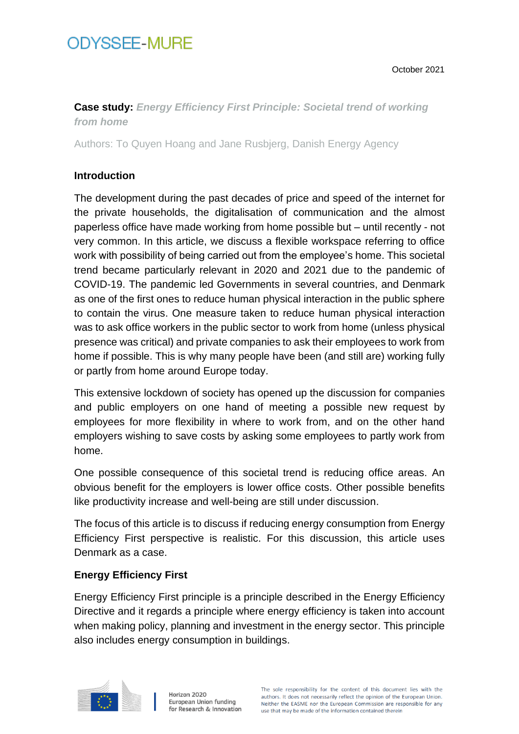ODYSSEE-MURE

October 2021

**Case study:** ***Energy Efficiency First Principle: Societal trend of working from home***

Authors: To Quyen Hoang and Jane Rusbjerg, Danish Energy Agency

## Introduction

The development during the past decades of price and speed of the internet for the private households, the digitalisation of communication and the almost paperless office have made working from home possible but – until recently - not very common. In this article, we discuss a flexible workspace referring to office work with possibility of being carried out from the employee's home. This societal trend became particularly relevant in 2020 and 2021 due to the pandemic of COVID-19. The pandemic led Governments in several countries, and Denmark as one of the first ones to reduce human physical interaction in the public sphere to contain the virus. One measure taken to reduce human physical interaction was to ask office workers in the public sector to work from home (unless physical presence was critical) and private companies to ask their employees to work from home if possible. This is why many people have been (and still are) working fully or partly from home around Europe today.

This extensive lockdown of society has opened up the discussion for companies and public employers on one hand of meeting a possible new request by employees for more flexibility in where to work from, and on the other hand employers wishing to save costs by asking some employees to partly work from home.

One possible consequence of this societal trend is reducing office areas. An obvious benefit for the employers is lower office costs. Other possible benefits like productivity increase and well-being are still under discussion.

The focus of this article is to discuss if reducing energy consumption from Energy Efficiency First perspective is realistic. For this discussion, this article uses Denmark as a case.

## Energy Efficiency First

Energy Efficiency First principle is a principle described in the Energy Efficiency Directive and it regards a principle where energy efficiency is taken into account when making policy, planning and investment in the energy sector. This principle also includes energy consumption in buildings.

Horizon 2020
European Union funding
for Research & Innovation

The sole responsibility for the content of this document lies with the authors. It does not necessarily reflect the opinion of the European Union. Neither the EASME nor the European Commission are responsible for any use that may be made of the information contained therein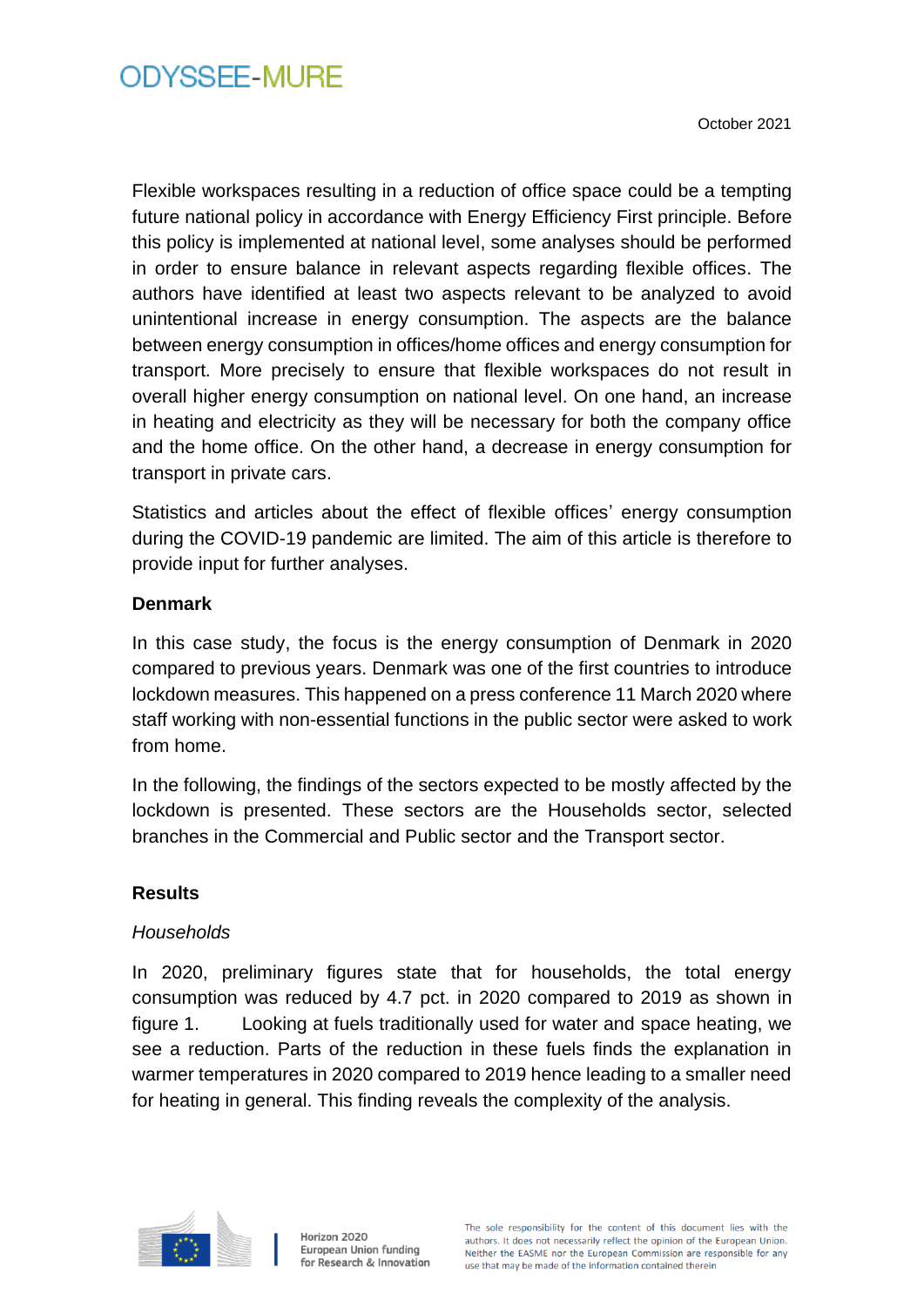Flexible workspaces resulting in a reduction of office space could be a tempting future national policy in accordance with Energy Efficiency First principle. Before this policy is implemented at national level, some analyses should be performed in order to ensure balance in relevant aspects regarding flexible offices. The authors have identified at least two aspects relevant to be analyzed to avoid unintentional increase in energy consumption. The aspects are the balance between energy consumption in offices/home offices and energy consumption for transport. More precisely to ensure that flexible workspaces do not result in overall higher energy consumption on national level. On one hand, an increase in heating and electricity as they will be necessary for both the company office and the home office. On the other hand, a decrease in energy consumption for transport in private cars.

Statistics and articles about the effect of flexible offices' energy consumption during the COVID-19 pandemic are limited. The aim of this article is therefore to provide input for further analyses.

**Denmark**

In this case study, the focus is the energy consumption of Denmark in 2020 compared to previous years. Denmark was one of the first countries to introduce lockdown measures. This happened on a press conference 11 March 2020 where staff working with non-essential functions in the public sector were asked to work from home.

In the following, the findings of the sectors expected to be mostly affected by the lockdown is presented. These sectors are the Households sector, selected branches in the Commercial and Public sector and the Transport sector.

**Results**

*Households*

In 2020, preliminary figures state that for households, the total energy consumption was reduced by 4.7 pct. in 2020 compared to 2019 as shown in figure 1. Looking at fuels traditionally used for water and space heating, we see a reduction. Parts of the reduction in these fuels finds the explanation in warmer temperatures in 2020 compared to 2019 hence leading to a smaller need for heating in general. This finding reveals the complexity of the analysis.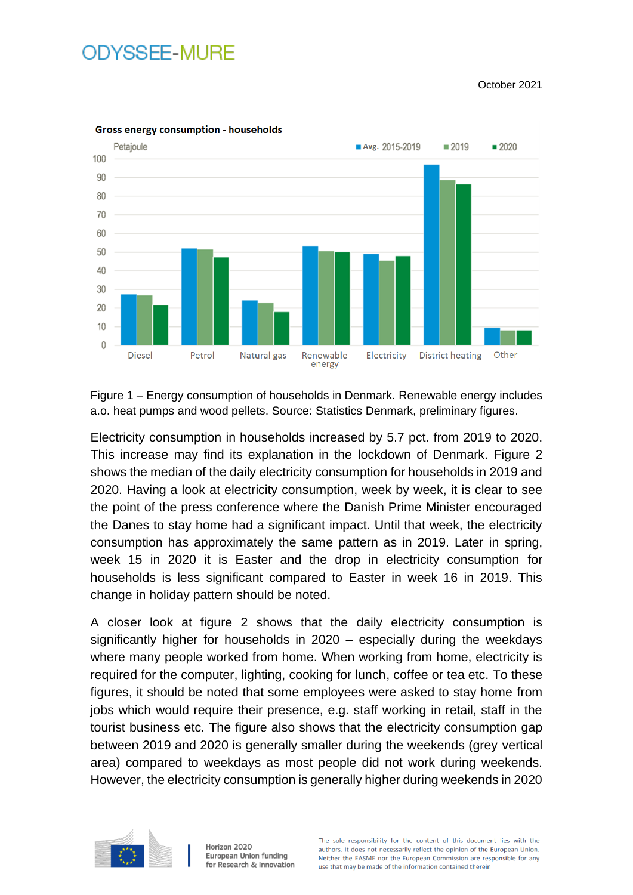Figure 1 – Energy consumption of households in Denmark. Renewable energy includes a.o. heat pumps and wood pellets. Source: Statistics Denmark, preliminary figures.

Electricity consumption in households increased by 5.7 pct. from 2019 to 2020. This increase may find its explanation in the lockdown of Denmark. Figure 2 shows the median of the daily electricity consumption for households in 2019 and 2020. Having a look at electricity consumption, week by week, it is clear to see the point of the press conference where the Danish Prime Minister encouraged the Danes to stay home had a significant impact. Until that week, the electricity consumption has approximately the same pattern as in 2019. Later in spring, week 15 in 2020 it is Easter and the drop in electricity consumption for households is less significant compared to Easter in week 16 in 2019. This change in holiday pattern should be noted.

A closer look at figure 2 shows that the daily electricity consumption is significantly higher for households in 2020 – especially during the weekdays where many people worked from home. When working from home, electricity is required for the computer, lighting, cooking for lunch, coffee or tea etc. To these figures, it should be noted that some employees were asked to stay home from jobs which would require their presence, e.g. staff working in retail, staff in the tourist business etc. The figure also shows that the electricity consumption gap between 2019 and 2020 is generally smaller during the weekends (grey vertical area) compared to weekdays as most people did not work during weekends. However, the electricity consumption is generally higher during weekends in 2020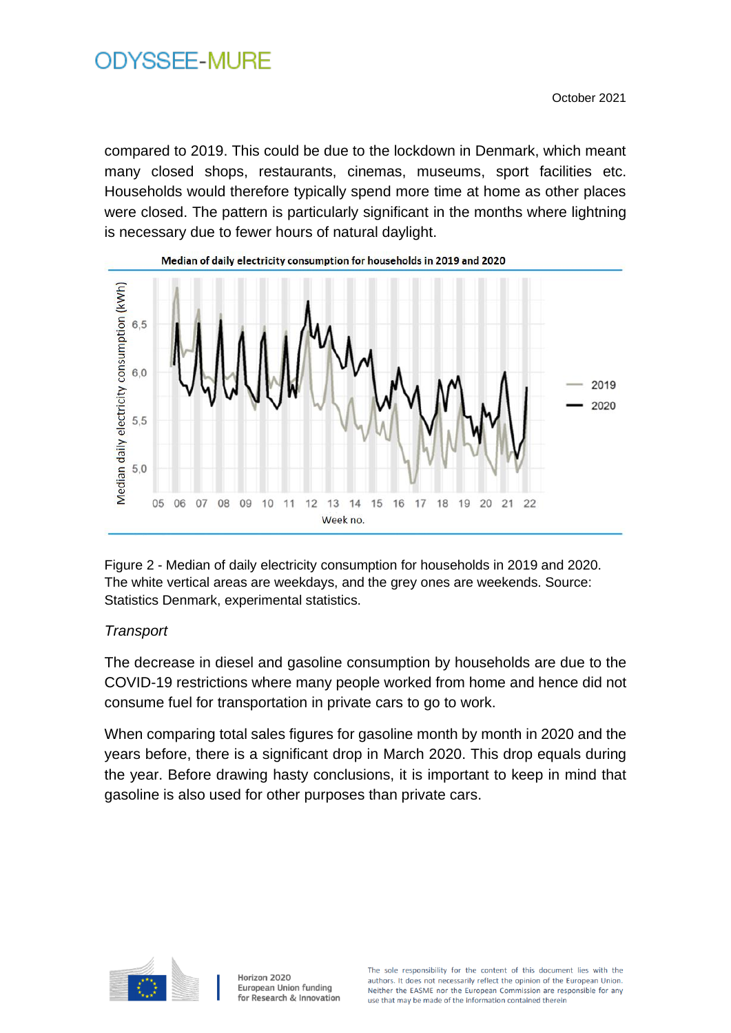compared to 2019. This could be due to the lockdown in Denmark, which meant many closed shops, restaurants, cinemas, museums, sport facilities etc. Households would therefore typically spend more time at home as other places were closed. The pattern is particularly significant in the months where lightning is necessary due to fewer hours of natural daylight.

Figure 2 - Median of daily electricity consumption for households in 2019 and 2020. The white vertical areas are weekdays, and the grey ones are weekends. Source: Statistics Denmark, experimental statistics.

*Transport*

The decrease in diesel and gasoline consumption by households are due to the COVID-19 restrictions where many people worked from home and hence did not consume fuel for transportation in private cars to go to work.

When comparing total sales figures for gasoline month by month in 2020 and the years before, there is a significant drop in March 2020. This drop equals during the year. Before drawing hasty conclusions, it is important to keep in mind that gasoline is also used for other purposes than private cars.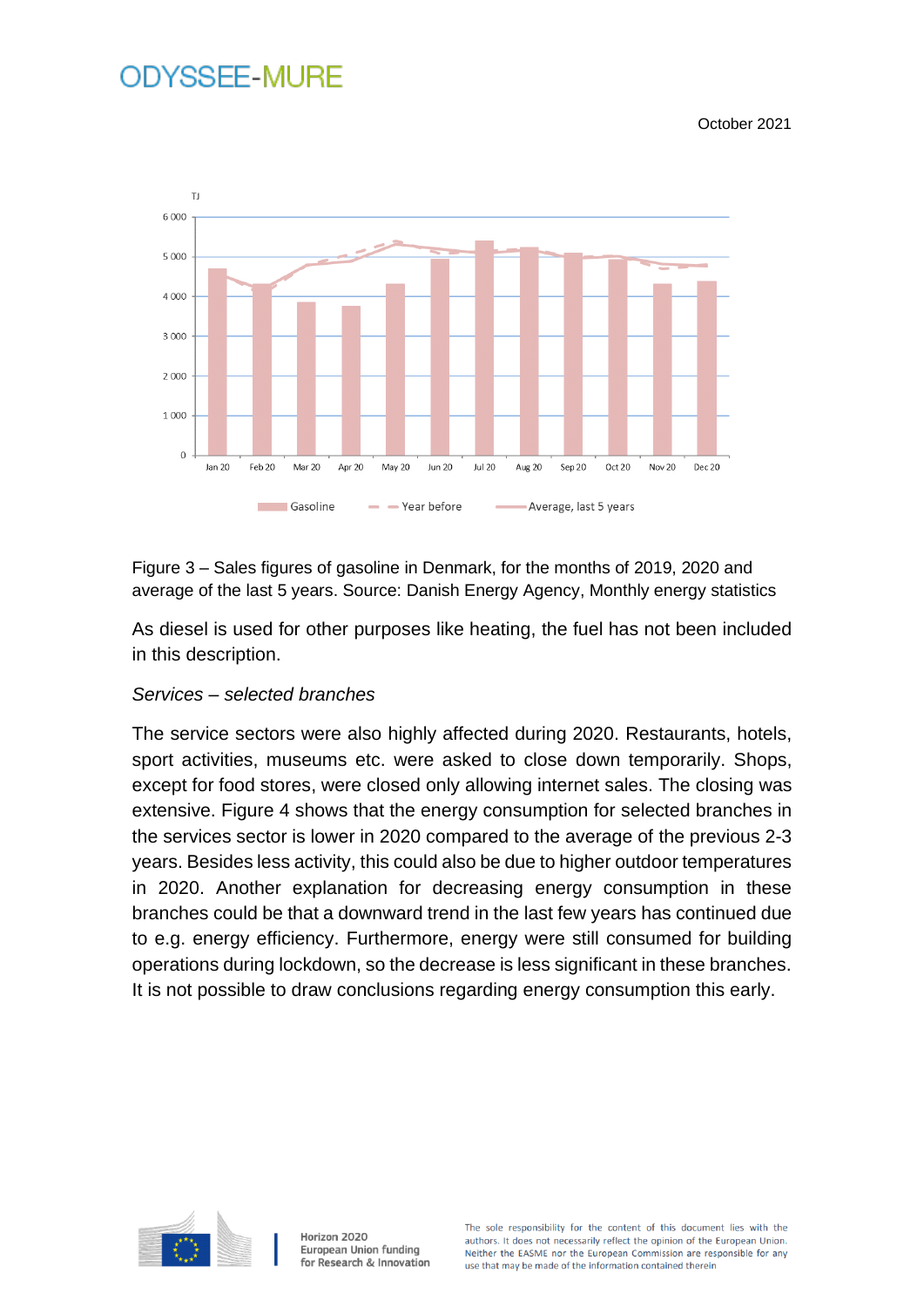Figure 3 – Sales figures of gasoline in Denmark, for the months of 2019, 2020 and average of the last 5 years. Source: Danish Energy Agency, Monthly energy statistics

As diesel is used for other purposes like heating, the fuel has not been included in this description.

*Services – selected branches*

The service sectors were also highly affected during 2020. Restaurants, hotels, sport activities, museums etc. were asked to close down temporarily. Shops, except for food stores, were closed only allowing internet sales. The closing was extensive. Figure 4 shows that the energy consumption for selected branches in the services sector is lower in 2020 compared to the average of the previous 2-3 years. Besides less activity, this could also be due to higher outdoor temperatures in 2020. Another explanation for decreasing energy consumption in these branches could be that a downward trend in the last few years has continued due to e.g. energy efficiency. Furthermore, energy were still consumed for building operations during lockdown, so the decrease is less significant in these branches. It is not possible to draw conclusions regarding energy consumption this early.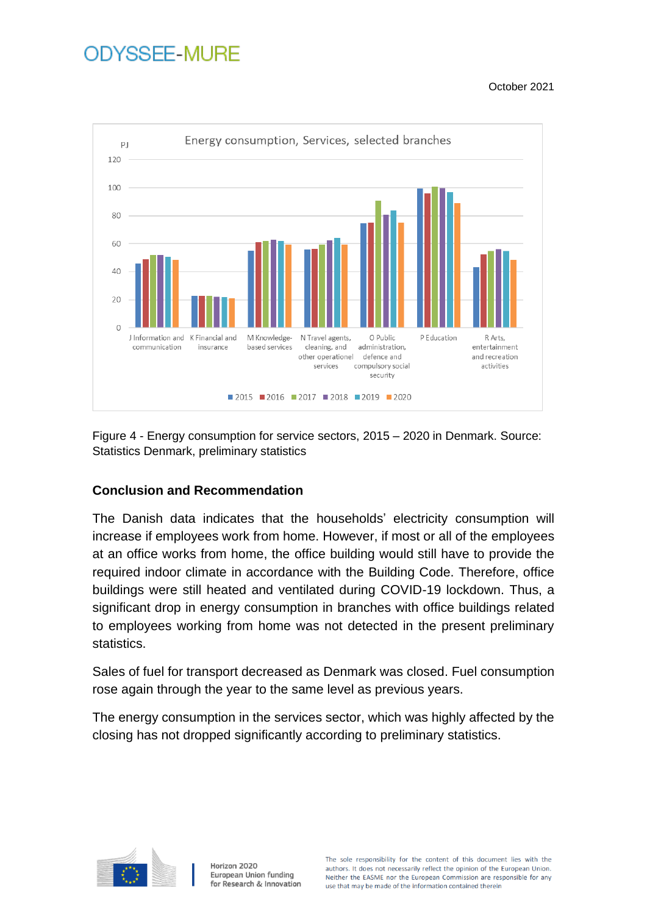Figure 4 - Energy consumption for service sectors, 2015 – 2020 in Denmark. Source: Statistics Denmark, preliminary statistics

### Conclusion and Recommendation

The Danish data indicates that the households' electricity consumption will increase if employees work from home. However, if most or all of the employees at an office works from home, the office building would still have to provide the required indoor climate in accordance with the Building Code. Therefore, office buildings were still heated and ventilated during COVID-19 lockdown. Thus, a significant drop in energy consumption in branches with office buildings related to employees working from home was not detected in the present preliminary statistics.

Sales of fuel for transport decreased as Denmark was closed. Fuel consumption rose again through the year to the same level as previous years.

The energy consumption in the services sector, which was highly affected by the closing has not dropped significantly according to preliminary statistics.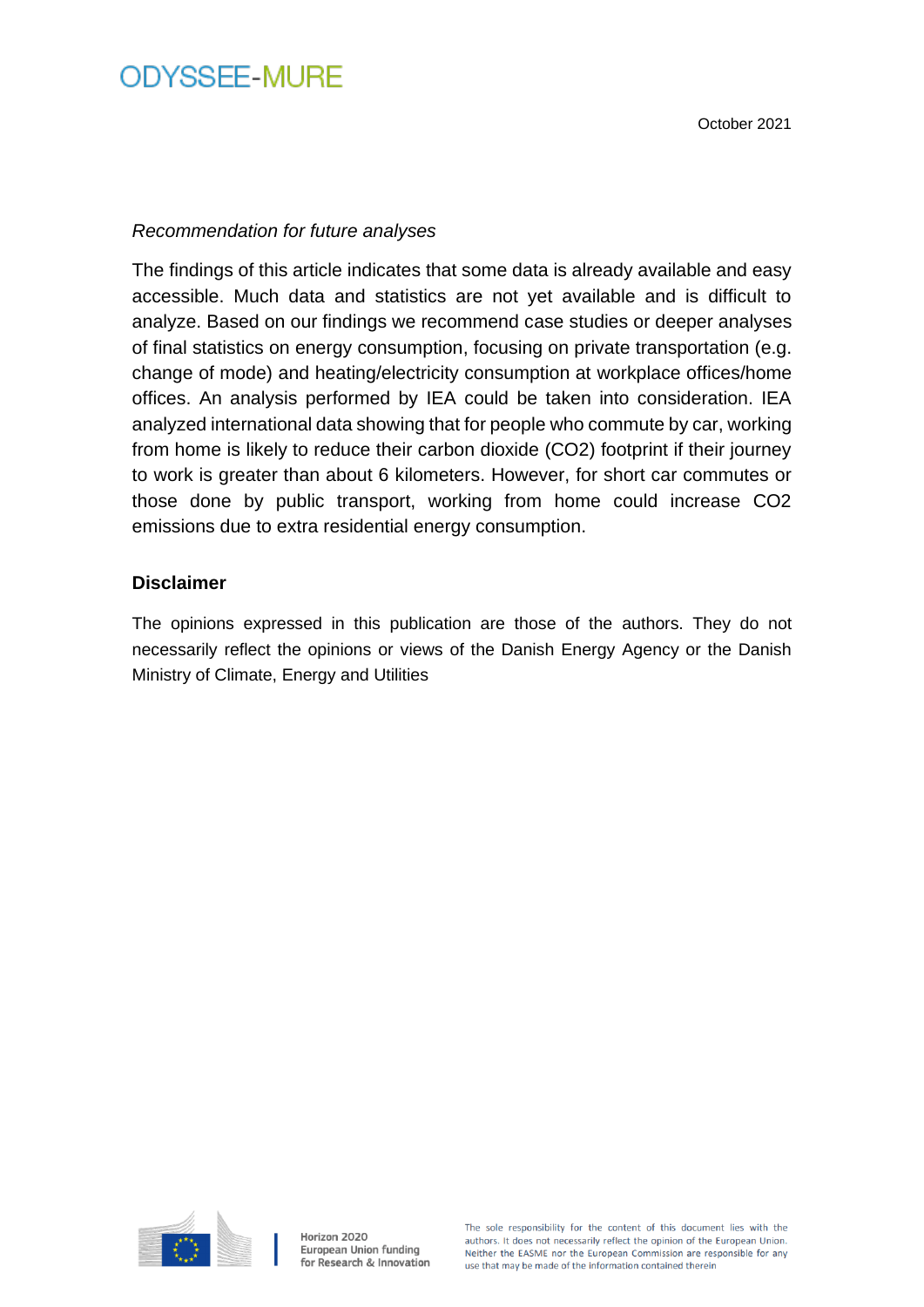*Recommendation for future analyses*

The findings of this article indicates that some data is already available and easy accessible. Much data and statistics are not yet available and is difficult to analyze. Based on our findings we recommend case studies or deeper analyses of final statistics on energy consumption, focusing on private transportation (e.g. change of mode) and heating/electricity consumption at workplace offices/home offices. An analysis performed by IEA could be taken into consideration. IEA analyzed international data showing that for people who commute by car, working from home is likely to reduce their carbon dioxide ($CO_2$) footprint if their journey to work is greater than about 6 kilometers. However, for short car commutes or those done by public transport, working from home could increase $CO_2$ emissions due to extra residential energy consumption.

### Disclaimer

The opinions expressed in this publication are those of the authors. They do not necessarily reflect the opinions or views of the Danish Energy Agency or the Danish Ministry of Climate, Energy and Utilities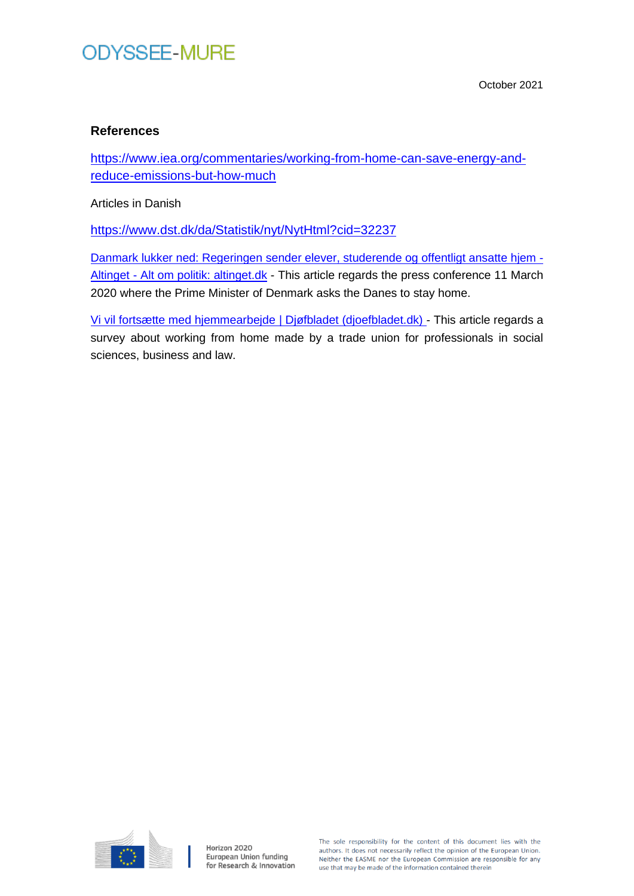### References

https://www.iea.org/commentaries/working-from-home-can-save-energy-and-reduce-emissions-but-how-much

Articles in Danish

https://www.dst.dk/da/Statistik/nyt/NytHtml?cid=32237

Danmark lukker ned: Regeringen sender elever, studerende og offentligt ansatte hjem - Altinget - Alt om politik: altinget.dk - This article regards the press conference 11 March 2020 where the Prime Minister of Denmark asks the Danes to stay home.

Vi vil fortsætte med hjemmearbejde | Djøfbladet (djoefbladet.dk) - This article regards a survey about working from home made by a trade union for professionals in social sciences, business and law.